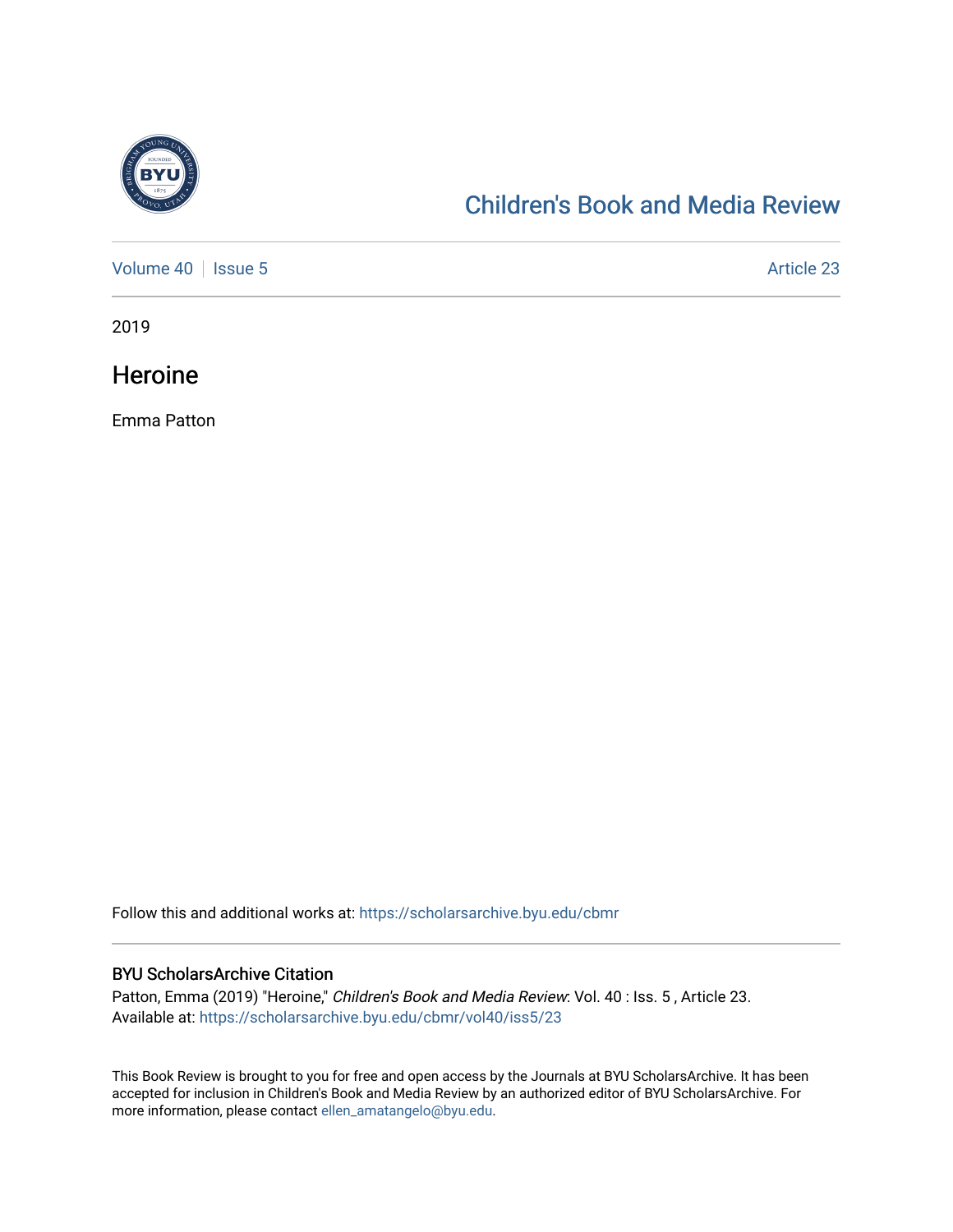# Children's Book and Media Review

Volume 40 | Issue 5

Article 23

2019

## Heroine

Emma Patton

Follow this and additional works at: https://scholarsarchive.byu.edu/cbmr

### BYU ScholarsArchive Citation

Patton, Emma (2019) "Heroine," *Children's Book and Media Review*: Vol. 40 : Iss. 5 , Article 23.
Available at: https://scholarsarchive.byu.edu/cbmr/vol40/iss5/23

This Book Review is brought to you for free and open access by the Journals at BYU ScholarsArchive. It has been accepted for inclusion in Children's Book and Media Review by an authorized editor of BYU ScholarsArchive. For more information, please contact ellen_amatangelo@byu.edu.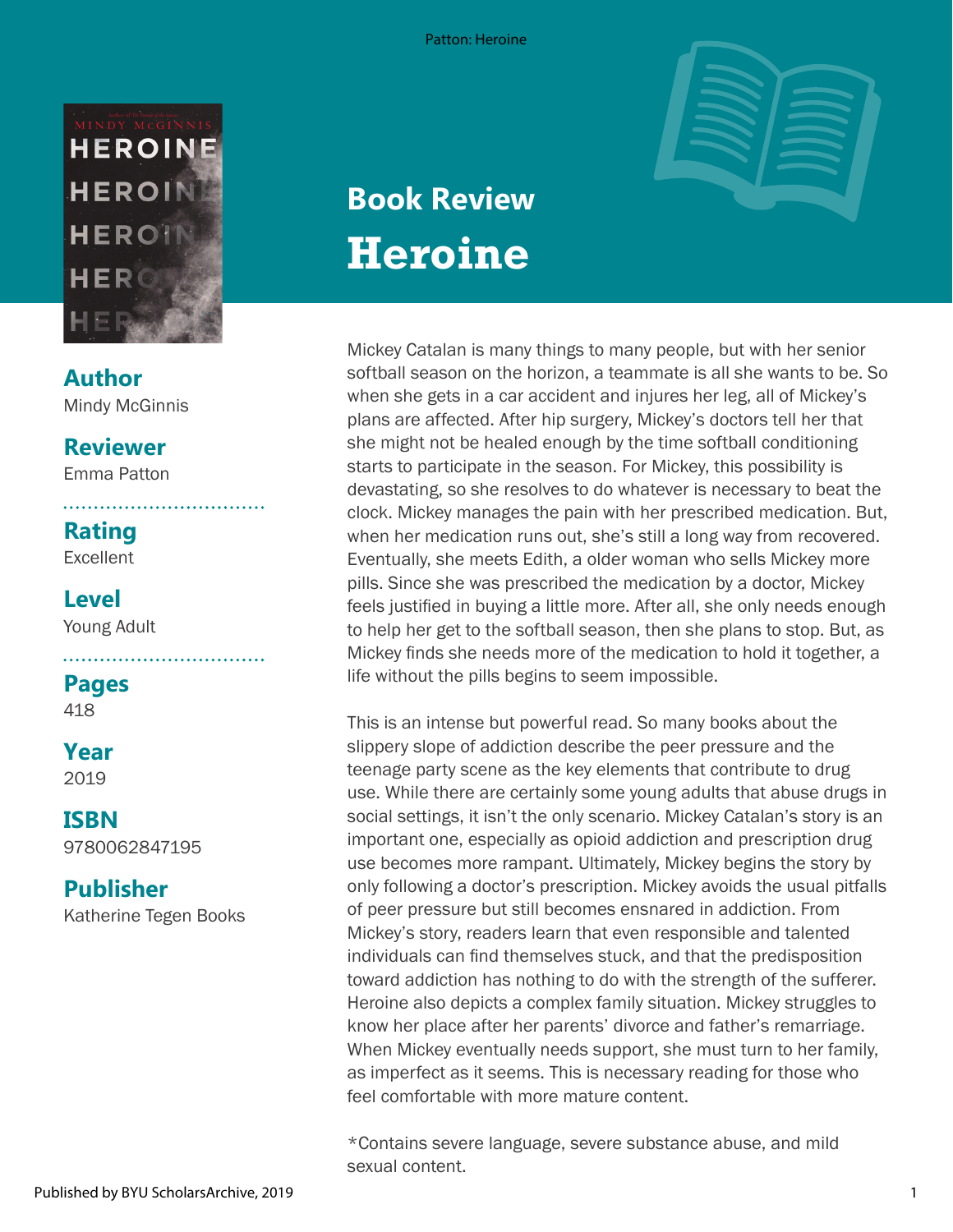## Book Review

# Heroine

**Author**
Mindy McGinnis

**Reviewer**
Emma Patton

**Rating**
Excellent

**Level**
Young Adult

**Pages**
418

**Year**
2019

**ISBN**
9780062847195

**Publisher**
Katherine Tegen Books

Mickey Catalan is many things to many people, but with her senior softball season on the horizon, a teammate is all she wants to be. So when she gets in a car accident and injures her leg, all of Mickey's plans are affected. After hip surgery, Mickey's doctors tell her that she might not be healed enough by the time softball conditioning starts to participate in the season. For Mickey, this possibility is devastating, so she resolves to do whatever is necessary to beat the clock. Mickey manages the pain with her prescribed medication. But, when her medication runs out, she's still a long way from recovered. Eventually, she meets Edith, a older woman who sells Mickey more pills. Since she was prescribed the medication by a doctor, Mickey feels justified in buying a little more. After all, she only needs enough to help her get to the softball season, then she plans to stop. But, as Mickey finds she needs more of the medication to hold it together, a life without the pills begins to seem impossible.

This is an intense but powerful read. So many books about the slippery slope of addiction describe the peer pressure and the teenage party scene as the key elements that contribute to drug use. While there are certainly some young adults that abuse drugs in social settings, it isn't the only scenario. Mickey Catalan's story is an important one, especially as opioid addiction and prescription drug use becomes more rampant. Ultimately, Mickey begins the story by only following a doctor's prescription. Mickey avoids the usual pitfalls of peer pressure but still becomes ensnared in addiction. From Mickey's story, readers learn that even responsible and talented individuals can find themselves stuck, and that the predisposition toward addiction has nothing to do with the strength of the sufferer. Heroine also depicts a complex family situation. Mickey struggles to know her place after her parents' divorce and father's remarriage. When Mickey eventually needs support, she must turn to her family, as imperfect as it seems. This is necessary reading for those who feel comfortable with more mature content.

*Contains severe language, severe substance abuse, and mild sexual content.